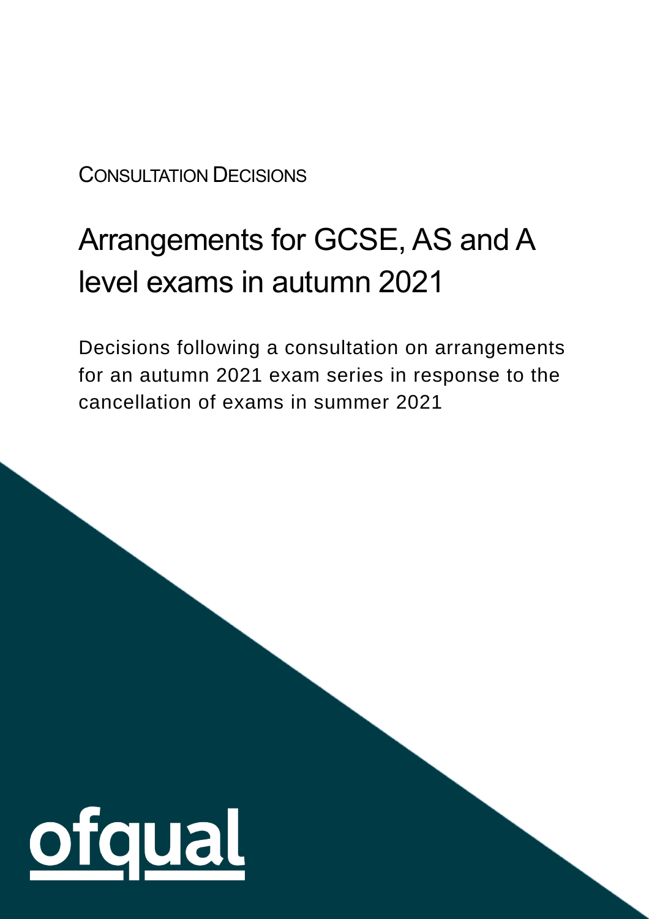CONSULTATION DECISIONS

# Arrangements for GCSE, AS and A level exams in autumn 2021

Decisions following a consultation on arrangements for an autumn 2021 exam series in response to the cancellation of exams in summer 2021

ofqual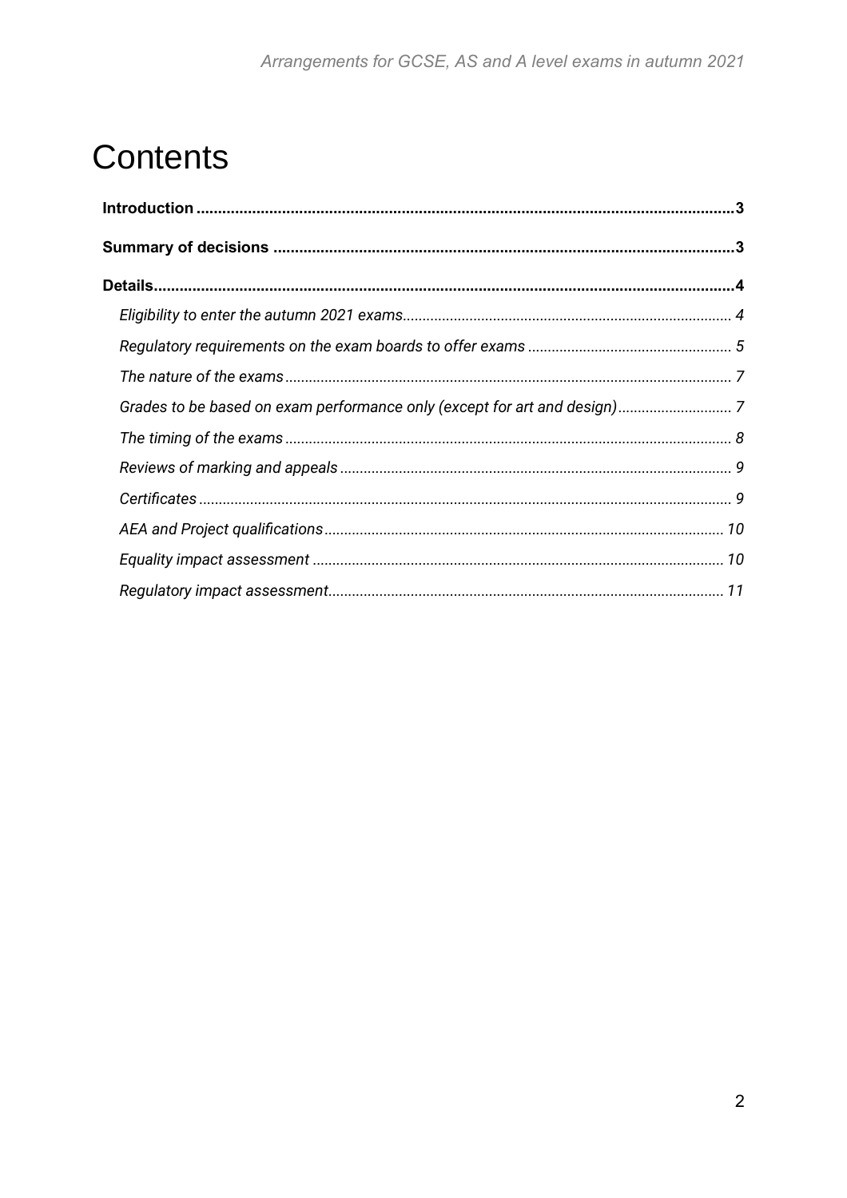# Contents

**Introduction** 3

**Summary of decisions** 3

**Details** 4

- *Eligibility to enter the autumn 2021 exams* 4
- *Regulatory requirements on the exam boards to offer exams* 5
- *The nature of the exams* 7
- *Grades to be based on exam performance only (except for art and design)* 7
- *The timing of the exams* 8
- *Reviews of marking and appeals* 9
- *Certificates* 9
- *AEA and Project qualifications* 10
- *Equality impact assessment* 10
- *Regulatory impact assessment* 11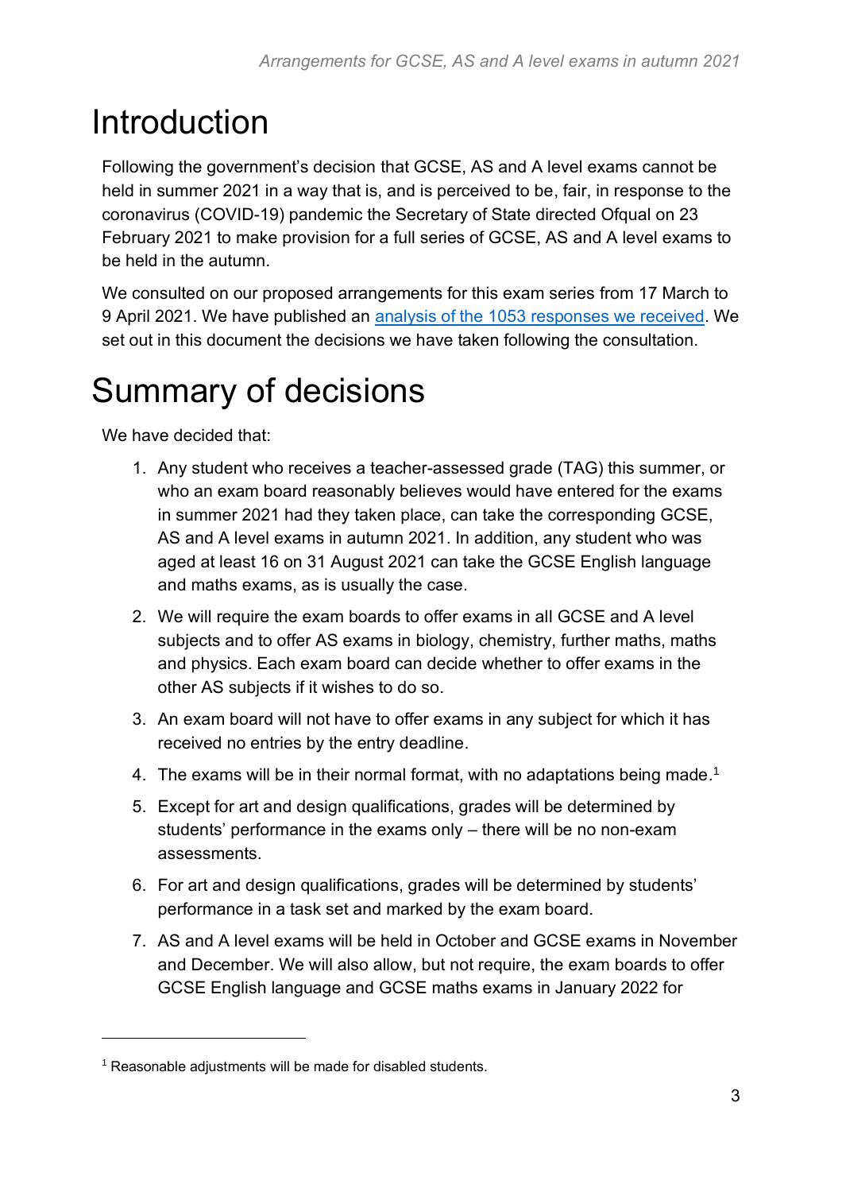# Introduction

Following the government's decision that GCSE, AS and A level exams cannot be held in summer 2021 in a way that is, and is perceived to be, fair, in response to the coronavirus (COVID-19) pandemic the Secretary of State directed Ofqual on 23 February 2021 to make provision for a full series of GCSE, AS and A level exams to be held in the autumn.

We consulted on our proposed arrangements for this exam series from 17 March to 9 April 2021. We have published an analysis of the 1053 responses we received. We set out in this document the decisions we have taken following the consultation.

# Summary of decisions

We have decided that:

1. Any student who receives a teacher-assessed grade (TAG) this summer, or who an exam board reasonably believes would have entered for the exams in summer 2021 had they taken place, can take the corresponding GCSE, AS and A level exams in autumn 2021. In addition, any student who was aged at least 16 on 31 August 2021 can take the GCSE English language and maths exams, as is usually the case.
2. We will require the exam boards to offer exams in all GCSE and A level subjects and to offer AS exams in biology, chemistry, further maths, maths and physics. Each exam board can decide whether to offer exams in the other AS subjects if it wishes to do so.
3. An exam board will not have to offer exams in any subject for which it has received no entries by the entry deadline.
4. The exams will be in their normal format, with no adaptations being made.[1]
5. Except for art and design qualifications, grades will be determined by students' performance in the exams only – there will be no non-exam assessments.
6. For art and design qualifications, grades will be determined by students' performance in a task set and marked by the exam board.
7. AS and A level exams will be held in October and GCSE exams in November and December. We will also allow, but not require, the exam boards to offer GCSE English language and GCSE maths exams in January 2022 for

[1] Reasonable adjustments will be made for disabled students.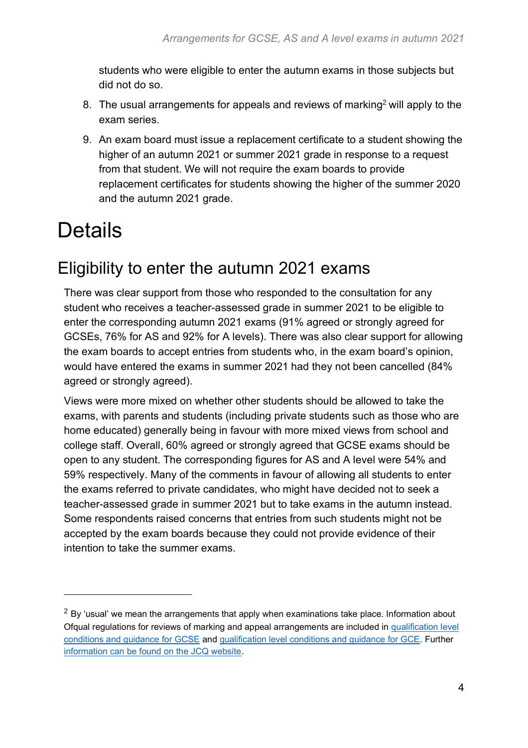students who were eligible to enter the autumn exams in those subjects but did not do so.

8. The usual arrangements for appeals and reviews of marking[2] will apply to the exam series.
9. An exam board must issue a replacement certificate to a student showing the higher of an autumn 2021 or summer 2021 grade in response to a request from that student. We will not require the exam boards to provide replacement certificates for students showing the higher of the summer 2020 and the autumn 2021 grade.

# Details

## Eligibility to enter the autumn 2021 exams

There was clear support from those who responded to the consultation for any student who receives a teacher-assessed grade in summer 2021 to be eligible to enter the corresponding autumn 2021 exams (91% agreed or strongly agreed for GCSEs, 76% for AS and 92% for A levels). There was also clear support for allowing the exam boards to accept entries from students who, in the exam board's opinion, would have entered the exams in summer 2021 had they not been cancelled (84% agreed or strongly agreed).

Views were more mixed on whether other students should be allowed to take the exams, with parents and students (including private students such as those who are home educated) generally being in favour with more mixed views from school and college staff. Overall, 60% agreed or strongly agreed that GCSE exams should be open to any student. The corresponding figures for AS and A level were 54% and 59% respectively. Many of the comments in favour of allowing all students to enter the exams referred to private candidates, who might have decided not to seek a teacher-assessed grade in summer 2021 but to take exams in the autumn instead. Some respondents raised concerns that entries from such students might not be accepted by the exam boards because they could not provide evidence of their intention to take the summer exams.

---

[2] By 'usual' we mean the arrangements that apply when examinations take place. Information about Ofqual regulations for reviews of marking and appeal arrangements are included in qualification level conditions and guidance for GCSE and qualification level conditions and guidance for GCE. Further information can be found on the JCQ website.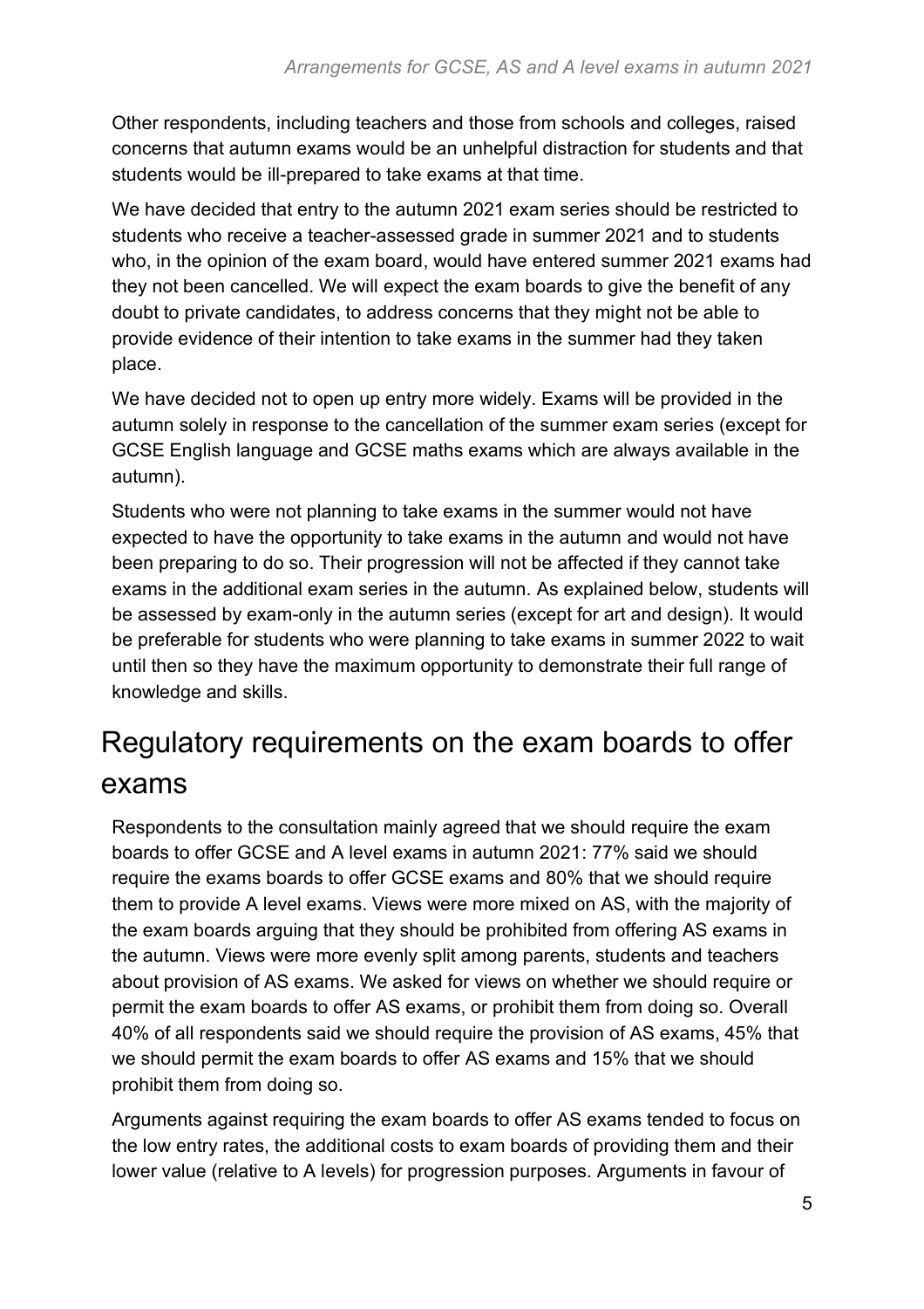Other respondents, including teachers and those from schools and colleges, raised concerns that autumn exams would be an unhelpful distraction for students and that students would be ill-prepared to take exams at that time.

We have decided that entry to the autumn 2021 exam series should be restricted to students who receive a teacher-assessed grade in summer 2021 and to students who, in the opinion of the exam board, would have entered summer 2021 exams had they not been cancelled. We will expect the exam boards to give the benefit of any doubt to private candidates, to address concerns that they might not be able to provide evidence of their intention to take exams in the summer had they taken place.

We have decided not to open up entry more widely. Exams will be provided in the autumn solely in response to the cancellation of the summer exam series (except for GCSE English language and GCSE maths exams which are always available in the autumn).

Students who were not planning to take exams in the summer would not have expected to have the opportunity to take exams in the autumn and would not have been preparing to do so. Their progression will not be affected if they cannot take exams in the additional exam series in the autumn. As explained below, students will be assessed by exam-only in the autumn series (except for art and design). It would be preferable for students who were planning to take exams in summer 2022 to wait until then so they have the maximum opportunity to demonstrate their full range of knowledge and skills.

## Regulatory requirements on the exam boards to offer exams

Respondents to the consultation mainly agreed that we should require the exam boards to offer GCSE and A level exams in autumn 2021: 77% said we should require the exams boards to offer GCSE exams and 80% that we should require them to provide A level exams. Views were more mixed on AS, with the majority of the exam boards arguing that they should be prohibited from offering AS exams in the autumn. Views were more evenly split among parents, students and teachers about provision of AS exams. We asked for views on whether we should require or permit the exam boards to offer AS exams, or prohibit them from doing so. Overall 40% of all respondents said we should require the provision of AS exams, 45% that we should permit the exam boards to offer AS exams and 15% that we should prohibit them from doing so.

Arguments against requiring the exam boards to offer AS exams tended to focus on the low entry rates, the additional costs to exam boards of providing them and their lower value (relative to A levels) for progression purposes. Arguments in favour of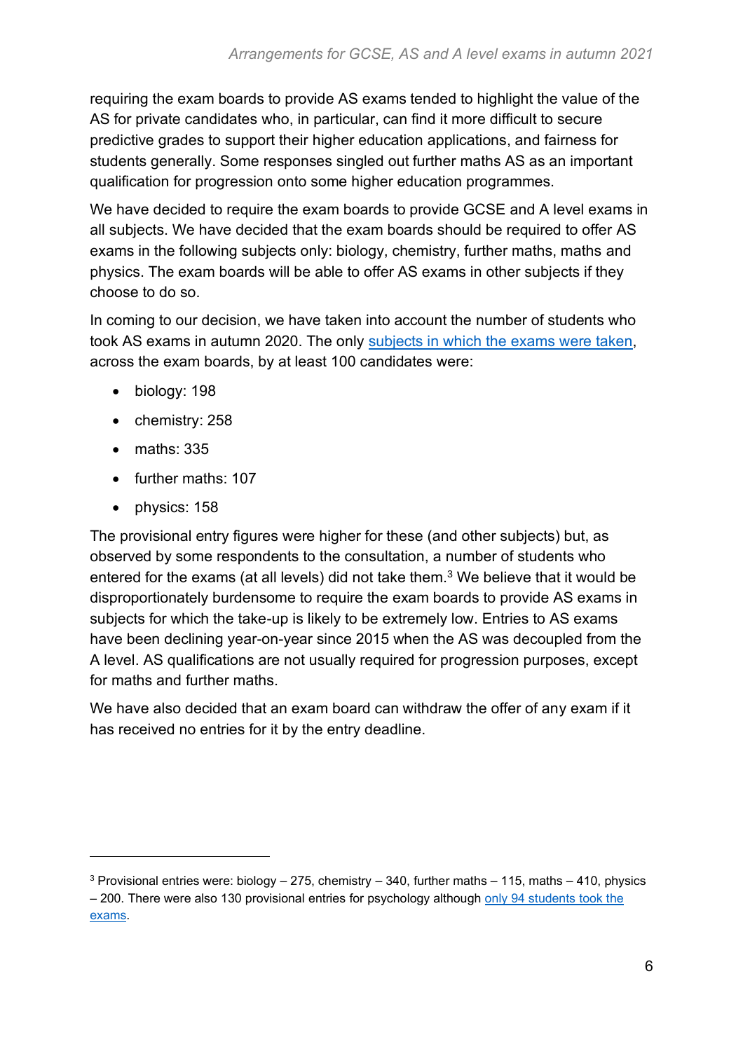requiring the exam boards to provide AS exams tended to highlight the value of the AS for private candidates who, in particular, can find it more difficult to secure predictive grades to support their higher education applications, and fairness for students generally. Some responses singled out further maths AS as an important qualification for progression onto some higher education programmes.

We have decided to require the exam boards to provide GCSE and A level exams in all subjects. We have decided that the exam boards should be required to offer AS exams in the following subjects only: biology, chemistry, further maths, maths and physics. The exam boards will be able to offer AS exams in other subjects if they choose to do so.

In coming to our decision, we have taken into account the number of students who took AS exams in autumn 2020. The only subjects in which the exams were taken, across the exam boards, by at least 100 candidates were:

- biology: 198
- chemistry: 258
- maths: 335
- further maths: 107
- physics: 158

The provisional entry figures were higher for these (and other subjects) but, as observed by some respondents to the consultation, a number of students who entered for the exams (at all levels) did not take them.[3] We believe that it would be disproportionately burdensome to require the exam boards to provide AS exams in subjects for which the take-up is likely to be extremely low. Entries to AS exams have been declining year-on-year since 2015 when the AS was decoupled from the A level. AS qualifications are not usually required for progression purposes, except for maths and further maths.

We have also decided that an exam board can withdraw the offer of any exam if it has received no entries for it by the entry deadline.

---

[3] Provisional entries were: biology – 275, chemistry – 340, further maths – 115, maths – 410, physics – 200. There were also 130 provisional entries for psychology although only 94 students took the exams.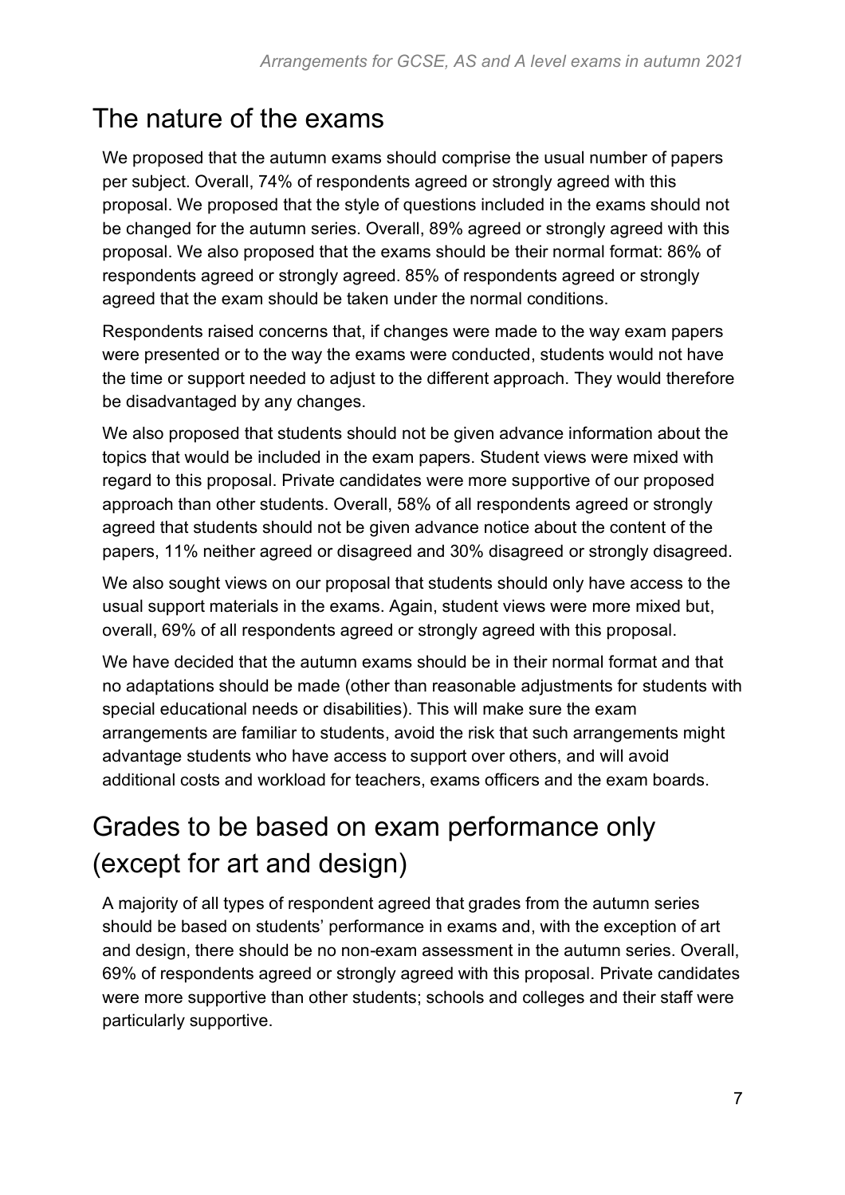## The nature of the exams

We proposed that the autumn exams should comprise the usual number of papers per subject. Overall, 74% of respondents agreed or strongly agreed with this proposal. We proposed that the style of questions included in the exams should not be changed for the autumn series. Overall, 89% agreed or strongly agreed with this proposal. We also proposed that the exams should be their normal format: 86% of respondents agreed or strongly agreed. 85% of respondents agreed or strongly agreed that the exam should be taken under the normal conditions.

Respondents raised concerns that, if changes were made to the way exam papers were presented or to the way the exams were conducted, students would not have the time or support needed to adjust to the different approach. They would therefore be disadvantaged by any changes.

We also proposed that students should not be given advance information about the topics that would be included in the exam papers. Student views were mixed with regard to this proposal. Private candidates were more supportive of our proposed approach than other students. Overall, 58% of all respondents agreed or strongly agreed that students should not be given advance notice about the content of the papers, 11% neither agreed or disagreed and 30% disagreed or strongly disagreed.

We also sought views on our proposal that students should only have access to the usual support materials in the exams. Again, student views were more mixed but, overall, 69% of all respondents agreed or strongly agreed with this proposal.

We have decided that the autumn exams should be in their normal format and that no adaptations should be made (other than reasonable adjustments for students with special educational needs or disabilities). This will make sure the exam arrangements are familiar to students, avoid the risk that such arrangements might advantage students who have access to support over others, and will avoid additional costs and workload for teachers, exams officers and the exam boards.

## Grades to be based on exam performance only (except for art and design)

A majority of all types of respondent agreed that grades from the autumn series should be based on students' performance in exams and, with the exception of art and design, there should be no non-exam assessment in the autumn series. Overall, 69% of respondents agreed or strongly agreed with this proposal. Private candidates were more supportive than other students; schools and colleges and their staff were particularly supportive.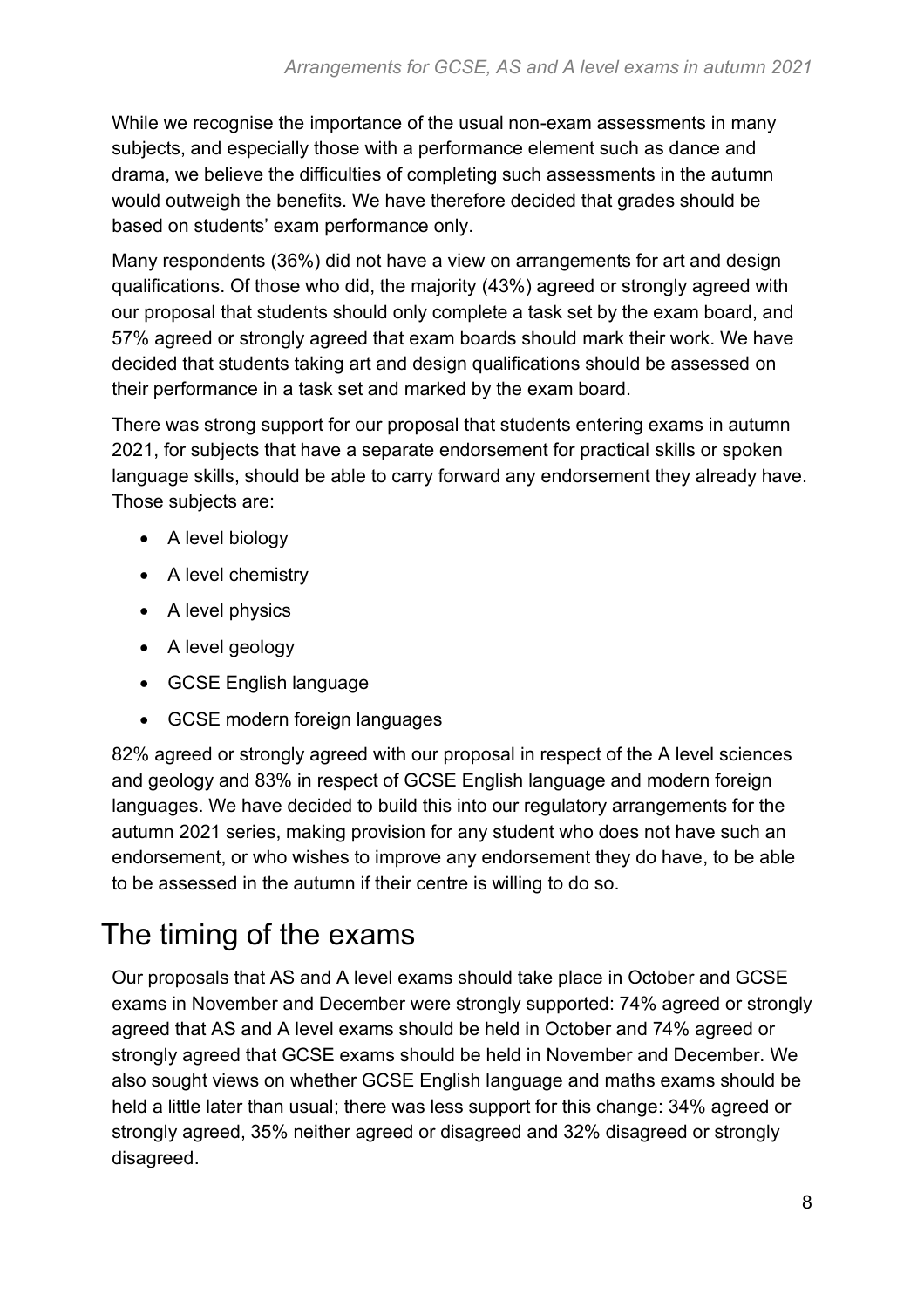While we recognise the importance of the usual non-exam assessments in many subjects, and especially those with a performance element such as dance and drama, we believe the difficulties of completing such assessments in the autumn would outweigh the benefits. We have therefore decided that grades should be based on students' exam performance only.

Many respondents (36%) did not have a view on arrangements for art and design qualifications. Of those who did, the majority (43%) agreed or strongly agreed with our proposal that students should only complete a task set by the exam board, and 57% agreed or strongly agreed that exam boards should mark their work. We have decided that students taking art and design qualifications should be assessed on their performance in a task set and marked by the exam board.

There was strong support for our proposal that students entering exams in autumn 2021, for subjects that have a separate endorsement for practical skills or spoken language skills, should be able to carry forward any endorsement they already have. Those subjects are:

- A level biology
- A level chemistry
- A level physics
- A level geology
- GCSE English language
- GCSE modern foreign languages

82% agreed or strongly agreed with our proposal in respect of the A level sciences and geology and 83% in respect of GCSE English language and modern foreign languages. We have decided to build this into our regulatory arrangements for the autumn 2021 series, making provision for any student who does not have such an endorsement, or who wishes to improve any endorsement they do have, to be able to be assessed in the autumn if their centre is willing to do so.

## The timing of the exams

Our proposals that AS and A level exams should take place in October and GCSE exams in November and December were strongly supported: 74% agreed or strongly agreed that AS and A level exams should be held in October and 74% agreed or strongly agreed that GCSE exams should be held in November and December. We also sought views on whether GCSE English language and maths exams should be held a little later than usual; there was less support for this change: 34% agreed or strongly agreed, 35% neither agreed or disagreed and 32% disagreed or strongly disagreed.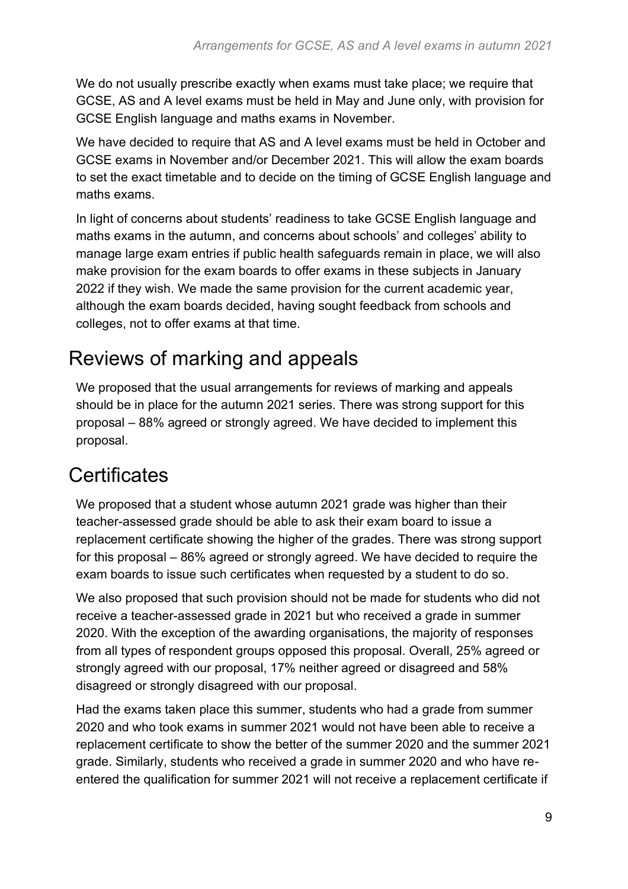We do not usually prescribe exactly when exams must take place; we require that GCSE, AS and A level exams must be held in May and June only, with provision for GCSE English language and maths exams in November.

We have decided to require that AS and A level exams must be held in October and GCSE exams in November and/or December 2021. This will allow the exam boards to set the exact timetable and to decide on the timing of GCSE English language and maths exams.

In light of concerns about students' readiness to take GCSE English language and maths exams in the autumn, and concerns about schools' and colleges' ability to manage large exam entries if public health safeguards remain in place, we will also make provision for the exam boards to offer exams in these subjects in January 2022 if they wish. We made the same provision for the current academic year, although the exam boards decided, having sought feedback from schools and colleges, not to offer exams at that time.

## Reviews of marking and appeals

We proposed that the usual arrangements for reviews of marking and appeals should be in place for the autumn 2021 series. There was strong support for this proposal – 88% agreed or strongly agreed. We have decided to implement this proposal.

## Certificates

We proposed that a student whose autumn 2021 grade was higher than their teacher-assessed grade should be able to ask their exam board to issue a replacement certificate showing the higher of the grades. There was strong support for this proposal – 86% agreed or strongly agreed. We have decided to require the exam boards to issue such certificates when requested by a student to do so.

We also proposed that such provision should not be made for students who did not receive a teacher-assessed grade in 2021 but who received a grade in summer 2020. With the exception of the awarding organisations, the majority of responses from all types of respondent groups opposed this proposal. Overall, 25% agreed or strongly agreed with our proposal, 17% neither agreed or disagreed and 58% disagreed or strongly disagreed with our proposal.

Had the exams taken place this summer, students who had a grade from summer 2020 and who took exams in summer 2021 would not have been able to receive a replacement certificate to show the better of the summer 2020 and the summer 2021 grade. Similarly, students who received a grade in summer 2020 and who have re-entered the qualification for summer 2021 will not receive a replacement certificate if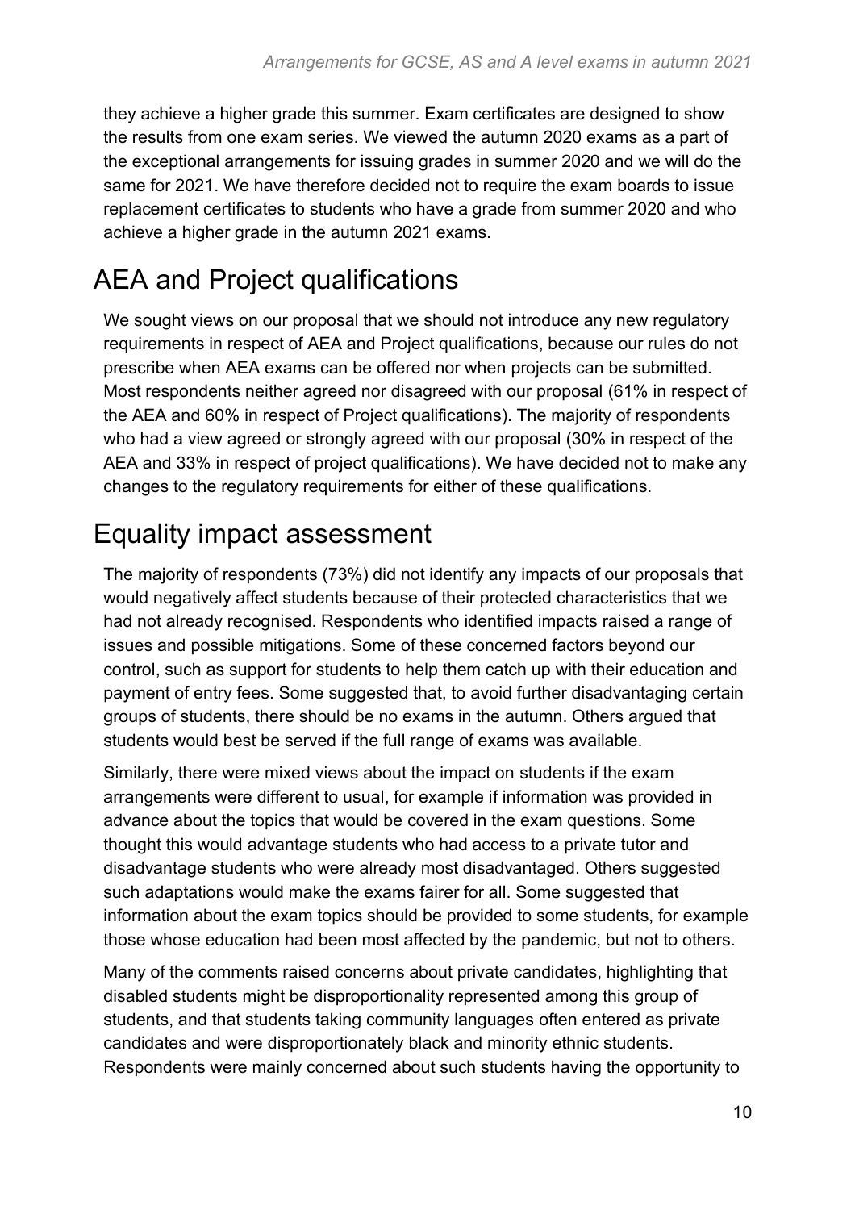they achieve a higher grade this summer. Exam certificates are designed to show the results from one exam series. We viewed the autumn 2020 exams as a part of the exceptional arrangements for issuing grades in summer 2020 and we will do the same for 2021. We have therefore decided not to require the exam boards to issue replacement certificates to students who have a grade from summer 2020 and who achieve a higher grade in the autumn 2021 exams.

## AEA and Project qualifications

We sought views on our proposal that we should not introduce any new regulatory requirements in respect of AEA and Project qualifications, because our rules do not prescribe when AEA exams can be offered nor when projects can be submitted. Most respondents neither agreed nor disagreed with our proposal (61% in respect of the AEA and 60% in respect of Project qualifications). The majority of respondents who had a view agreed or strongly agreed with our proposal (30% in respect of the AEA and 33% in respect of project qualifications). We have decided not to make any changes to the regulatory requirements for either of these qualifications.

## Equality impact assessment

The majority of respondents (73%) did not identify any impacts of our proposals that would negatively affect students because of their protected characteristics that we had not already recognised. Respondents who identified impacts raised a range of issues and possible mitigations. Some of these concerned factors beyond our control, such as support for students to help them catch up with their education and payment of entry fees. Some suggested that, to avoid further disadvantaging certain groups of students, there should be no exams in the autumn. Others argued that students would best be served if the full range of exams was available.

Similarly, there were mixed views about the impact on students if the exam arrangements were different to usual, for example if information was provided in advance about the topics that would be covered in the exam questions. Some thought this would advantage students who had access to a private tutor and disadvantage students who were already most disadvantaged. Others suggested such adaptations would make the exams fairer for all. Some suggested that information about the exam topics should be provided to some students, for example those whose education had been most affected by the pandemic, but not to others.

Many of the comments raised concerns about private candidates, highlighting that disabled students might be disproportionality represented among this group of students, and that students taking community languages often entered as private candidates and were disproportionately black and minority ethnic students. Respondents were mainly concerned about such students having the opportunity to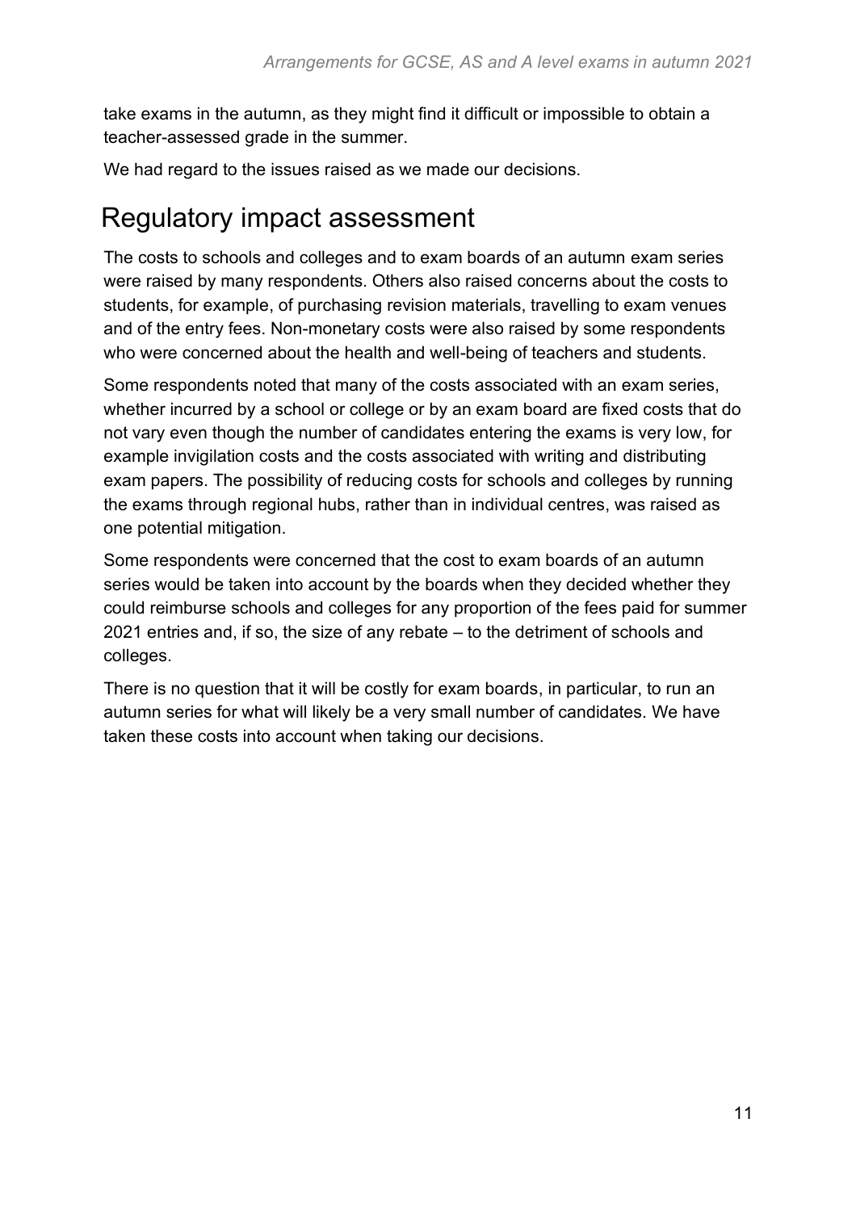take exams in the autumn, as they might find it difficult or impossible to obtain a teacher-assessed grade in the summer.

We had regard to the issues raised as we made our decisions.

## Regulatory impact assessment

The costs to schools and colleges and to exam boards of an autumn exam series were raised by many respondents. Others also raised concerns about the costs to students, for example, of purchasing revision materials, travelling to exam venues and of the entry fees. Non-monetary costs were also raised by some respondents who were concerned about the health and well-being of teachers and students.

Some respondents noted that many of the costs associated with an exam series, whether incurred by a school or college or by an exam board are fixed costs that do not vary even though the number of candidates entering the exams is very low, for example invigilation costs and the costs associated with writing and distributing exam papers. The possibility of reducing costs for schools and colleges by running the exams through regional hubs, rather than in individual centres, was raised as one potential mitigation.

Some respondents were concerned that the cost to exam boards of an autumn series would be taken into account by the boards when they decided whether they could reimburse schools and colleges for any proportion of the fees paid for summer 2021 entries and, if so, the size of any rebate – to the detriment of schools and colleges.

There is no question that it will be costly for exam boards, in particular, to run an autumn series for what will likely be a very small number of candidates. We have taken these costs into account when taking our decisions.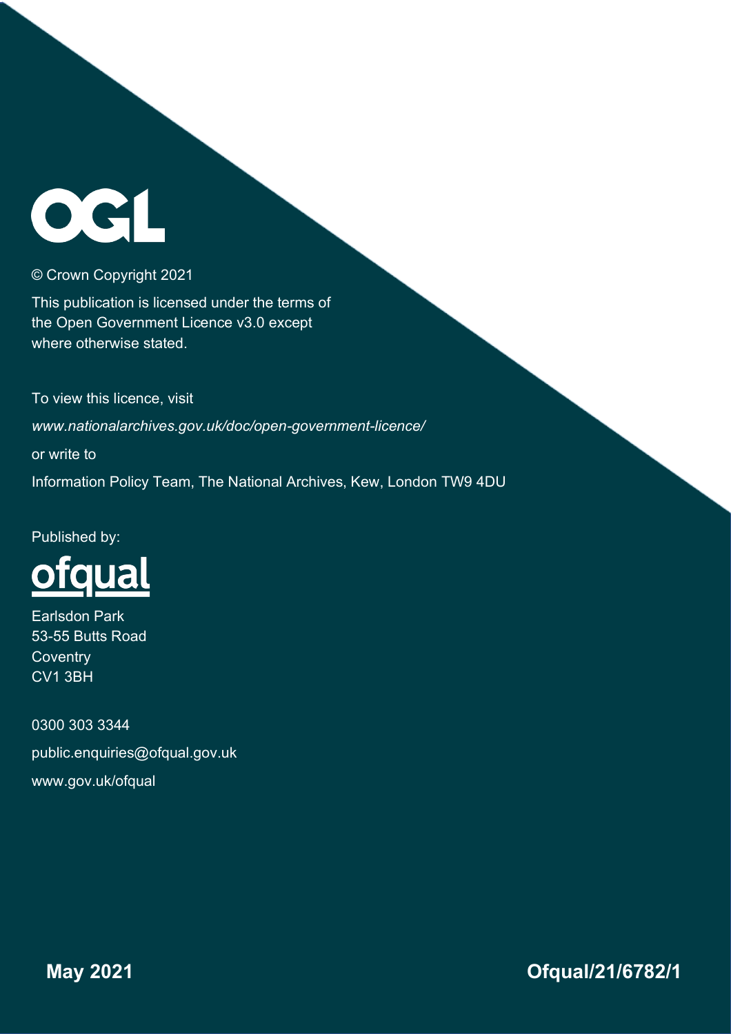OGL

© Crown Copyright 2021

This publication is licensed under the terms of the Open Government Licence v3.0 except where otherwise stated.

To view this licence, visit

*www.nationalarchives.gov.uk/doc/open-government-licence/*

or write to

Information Policy Team, The National Archives, Kew, London TW9 4DU

Published by:

ofqual

Earlsdon Park
53-55 Butts Road
Coventry
CV1 3BH

0300 303 3344

public.enquiries@ofqual.gov.uk

www.gov.uk/ofqual

**May 2021** **Ofqual/21/6782/1**